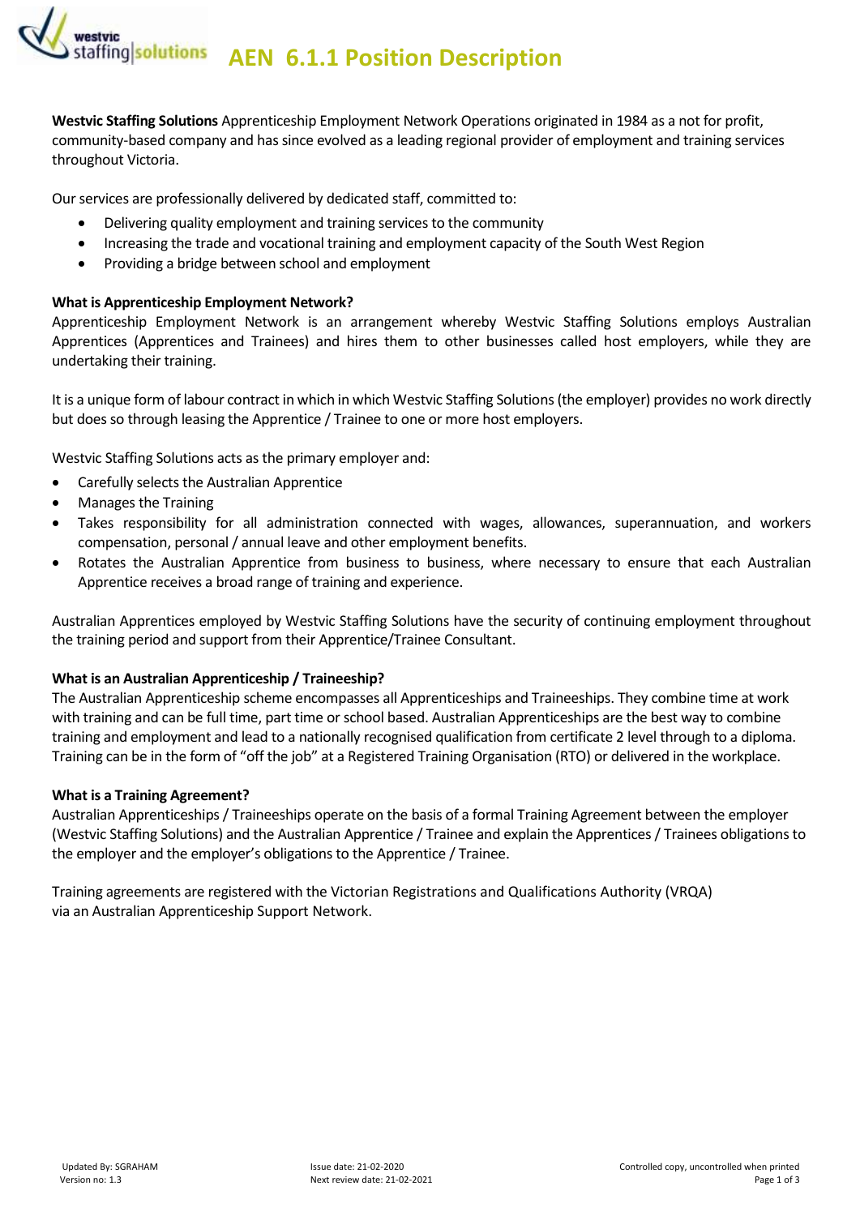# AEN 6.1.1 Position Description

**Westvic Staffing Solutions** Apprenticeship Employment Network Operations originated in 1984 as a not for profit, community-based company and has since evolved as a leading regional provider of employment and training services throughout Victoria.

Our services are professionally delivered by dedicated staff, committed to:

- Delivering quality employment and training services to the community
- Increasing the trade and vocational training and employment capacity of the South West Region
- Providing a bridge between school and employment

**What is Apprenticeship Employment Network?**

Apprenticeship Employment Network is an arrangement whereby Westvic Staffing Solutions employs Australian Apprentices (Apprentices and Trainees) and hires them to other businesses called host employers, while they are undertaking their training.

It is a unique form of labour contract in which in which Westvic Staffing Solutions (the employer) provides no work directly but does so through leasing the Apprentice / Trainee to one or more host employers.

Westvic Staffing Solutions acts as the primary employer and:

- Carefully selects the Australian Apprentice
- Manages the Training
- Takes responsibility for all administration connected with wages, allowances, superannuation, and workers compensation, personal / annual leave and other employment benefits.
- Rotates the Australian Apprentice from business to business, where necessary to ensure that each Australian Apprentice receives a broad range of training and experience.

Australian Apprentices employed by Westvic Staffing Solutions have the security of continuing employment throughout the training period and support from their Apprentice/Trainee Consultant.

**What is an Australian Apprenticeship / Traineeship?**

The Australian Apprenticeship scheme encompasses all Apprenticeships and Traineeships. They combine time at work with training and can be full time, part time or school based. Australian Apprenticeships are the best way to combine training and employment and lead to a nationally recognised qualification from certificate 2 level through to a diploma. Training can be in the form of "off the job" at a Registered Training Organisation (RTO) or delivered in the workplace.

**What is a Training Agreement?**

Australian Apprenticeships / Traineeships operate on the basis of a formal Training Agreement between the employer (Westvic Staffing Solutions) and the Australian Apprentice / Trainee and explain the Apprentices / Trainees obligations to the employer and the employer's obligations to the Apprentice / Trainee.

Training agreements are registered with the Victorian Registrations and Qualifications Authority (VRQA) via an Australian Apprenticeship Support Network.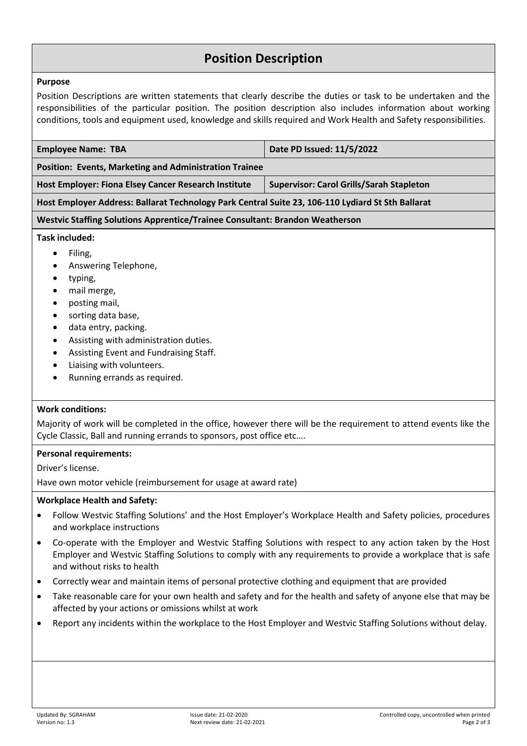# Position Description

**Purpose**

Position Descriptions are written statements that clearly describe the duties or task to be undertaken and the responsibilities of the particular position. The position description also includes information about working conditions, tools and equipment used, knowledge and skills required and Work Health and Safety responsibilities.

| **Employee Name: TBA** | **Date PD Issued: 11/5/2022** |
|---|---|
| **Position: Events, Marketing and Administration Trainee** | |
| **Host Employer: Fiona Elsey Cancer Research Institute** | **Supervisor: Carol Grills/Sarah Stapleton** |
| **Host Employer Address: Ballarat Technology Park Central Suite 23, 106-110 Lydiard St Sth Ballarat** | |
| **Westvic Staffing Solutions Apprentice/Trainee Consultant: Brandon Weatherson** | |

**Task included:**

- Filing,
- Answering Telephone,
- typing,
- mail merge,
- posting mail,
- sorting data base,
- data entry, packing.
- Assisting with administration duties.
- Assisting Event and Fundraising Staff.
- Liaising with volunteers.
- Running errands as required.

**Work conditions:**

Majority of work will be completed in the office, however there will be the requirement to attend events like the Cycle Classic, Ball and running errands to sponsors, post office etc….

**Personal requirements:**

Driver's license.

Have own motor vehicle (reimbursement for usage at award rate)

**Workplace Health and Safety:**

- Follow Westvic Staffing Solutions' and the Host Employer's Workplace Health and Safety policies, procedures and workplace instructions
- Co-operate with the Employer and Westvic Staffing Solutions with respect to any action taken by the Host Employer and Westvic Staffing Solutions to comply with any requirements to provide a workplace that is safe and without risks to health
- Correctly wear and maintain items of personal protective clothing and equipment that are provided
- Take reasonable care for your own health and safety and for the health and safety of anyone else that may be affected by your actions or omissions whilst at work
- Report any incidents within the workplace to the Host Employer and Westvic Staffing Solutions without delay.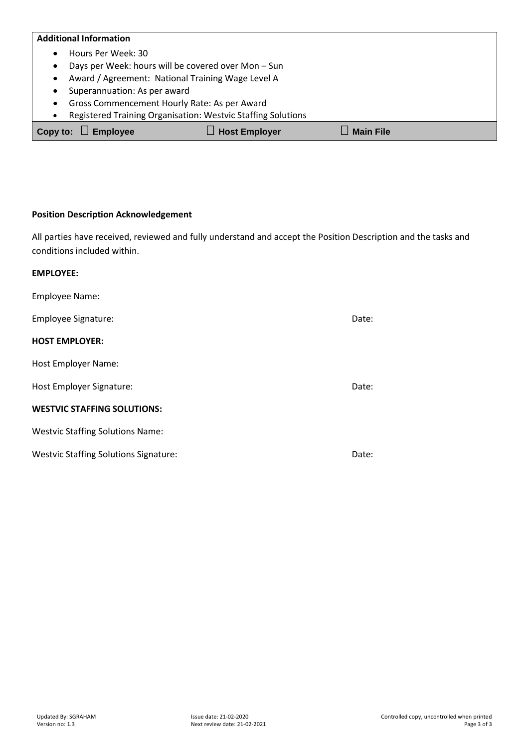**Additional Information**

- Hours Per Week: 30
- Days per Week: hours will be covered over Mon – Sun
- Award / Agreement: National Training Wage Level A
- Superannuation: As per award
- Gross Commencement Hourly Rate: As per Award
- Registered Training Organisation: Westvic Staffing Solutions

**Copy to:** ☐ **Employee** ☐ **Host Employer** ☐ **Main File**

**Position Description Acknowledgement**

All parties have received, reviewed and fully understand and accept the Position Description and the tasks and conditions included within.

**EMPLOYEE:**

Employee Name:

Employee Signature: Date:

**HOST EMPLOYER:**

Host Employer Name:

Host Employer Signature: Date:

**WESTVIC STAFFING SOLUTIONS:**

Westvic Staffing Solutions Name:

Westvic Staffing Solutions Signature: Date:

Updated By: SGRAHAM
Version no: 1.3

Issue date: 21-02-2020
Next review date: 21-02-2021

Controlled copy, uncontrolled when printed